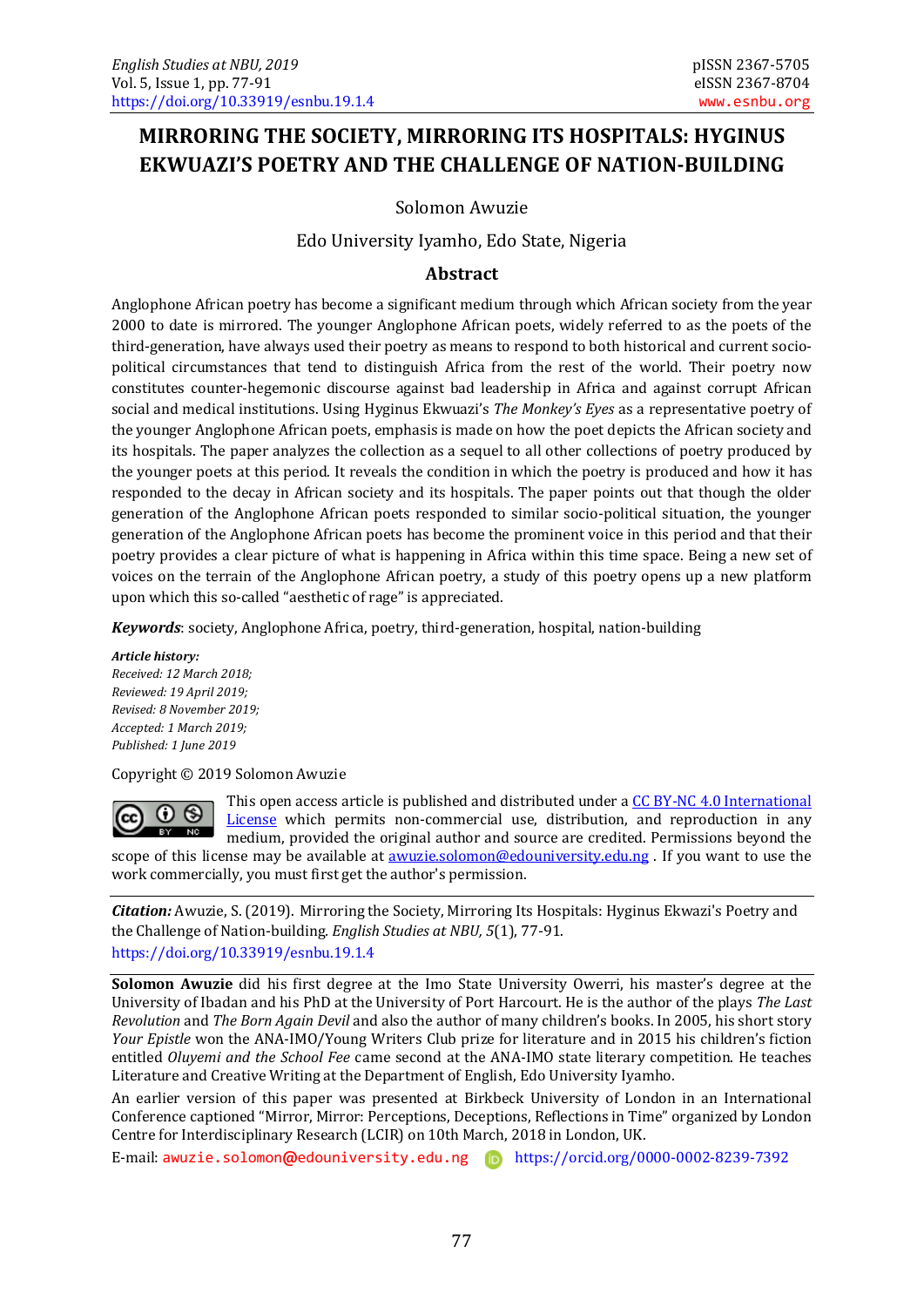English Studies at NBU, 2019
Vol. 5, Issue 1, pp. 77-91
https://doi.org/10.33919/esnbu.19.1.4

pISSN 2367-5705
eISSN 2367-8704
www.esnbu.org

# MIRRORING THE SOCIETY, MIRRORING ITS HOSPITALS: HYGINUS EKWUAZI'S POETRY AND THE CHALLENGE OF NATION-BUILDING

Solomon Awuzie

Edo University Iyamho, Edo State, Nigeria

## Abstract

Anglophone African poetry has become a significant medium through which African society from the year 2000 to date is mirrored. The younger Anglophone African poets, widely referred to as the poets of the third-generation, have always used their poetry as means to respond to both historical and current socio-political circumstances that tend to distinguish Africa from the rest of the world. Their poetry now constitutes counter-hegemonic discourse against bad leadership in Africa and against corrupt African social and medical institutions. Using Hyginus Ekwuazi's *The Monkey's Eyes* as a representative poetry of the younger Anglophone African poets, emphasis is made on how the poet depicts the African society and its hospitals. The paper analyzes the collection as a sequel to all other collections of poetry produced by the younger poets at this period. It reveals the condition in which the poetry is produced and how it has responded to the decay in African society and its hospitals. The paper points out that though the older generation of the Anglophone African poets responded to similar socio-political situation, the younger generation of the Anglophone African poets has become the prominent voice in this period and that their poetry provides a clear picture of what is happening in Africa within this time space. Being a new set of voices on the terrain of the Anglophone African poetry, a study of this poetry opens up a new platform upon which this so-called "aesthetic of rage" is appreciated.

***Keywords***: society, Anglophone Africa, poetry, third-generation, hospital, nation-building

***Article history:***
*Received: 12 March 2018;*
*Reviewed: 19 April 2019;*
*Revised: 8 November 2019;*
*Accepted: 1 March 2019;*
*Published: 1 June 2019*

Copyright © 2019 Solomon Awuzie

This open access article is published and distributed under a CC BY-NC 4.0 International License which permits non-commercial use, distribution, and reproduction in any medium, provided the original author and source are credited. Permissions beyond the scope of this license may be available at awuzie.solomon@edouniversity.edu.ng . If you want to use the work commercially, you must first get the author's permission.

***Citation:*** Awuzie, S. (2019). Mirroring the Society, Mirroring Its Hospitals: Hyginus Ekwazi's Poetry and the Challenge of Nation-building. *English Studies at NBU, 5*(1), 77-91. https://doi.org/10.33919/esnbu.19.1.4

**Solomon Awuzie** did his first degree at the Imo State University Owerri, his master's degree at the University of Ibadan and his PhD at the University of Port Harcourt. He is the author of the plays *The Last Revolution* and *The Born Again Devil* and also the author of many children's books. In 2005, his short story *Your Epistle* won the ANA-IMO/Young Writers Club prize for literature and in 2015 his children's fiction entitled *Oluyemi and the School Fee* came second at the ANA-IMO state literary competition. He teaches Literature and Creative Writing at the Department of English, Edo University Iyamho.

An earlier version of this paper was presented at Birkbeck University of London in an International Conference captioned "Mirror, Mirror: Perceptions, Deceptions, Reflections in Time" organized by London Centre for Interdisciplinary Research (LCIR) on 10th March, 2018 in London, UK.

E-mail: awuzie.solomon@edouniversity.edu.ng https://orcid.org/0000-0002-8239-7392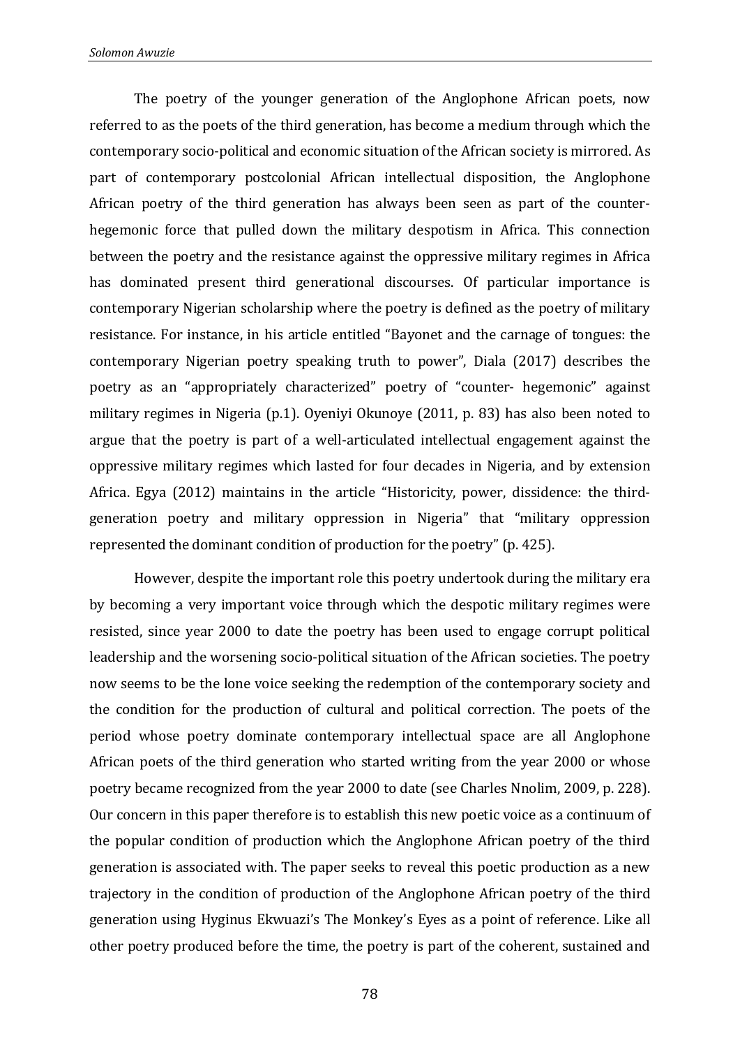The poetry of the younger generation of the Anglophone African poets, now referred to as the poets of the third generation, has become a medium through which the contemporary socio-political and economic situation of the African society is mirrored. As part of contemporary postcolonial African intellectual disposition, the Anglophone African poetry of the third generation has always been seen as part of the counter-hegemonic force that pulled down the military despotism in Africa. This connection between the poetry and the resistance against the oppressive military regimes in Africa has dominated present third generational discourses. Of particular importance is contemporary Nigerian scholarship where the poetry is defined as the poetry of military resistance. For instance, in his article entitled "Bayonet and the carnage of tongues: the contemporary Nigerian poetry speaking truth to power", Diala (2017) describes the poetry as an "appropriately characterized" poetry of "counter- hegemonic" against military regimes in Nigeria (p.1). Oyeniyi Okunoye (2011, p. 83) has also been noted to argue that the poetry is part of a well-articulated intellectual engagement against the oppressive military regimes which lasted for four decades in Nigeria, and by extension Africa. Egya (2012) maintains in the article "Historicity, power, dissidence: the third-generation poetry and military oppression in Nigeria" that "military oppression represented the dominant condition of production for the poetry" (p. 425).

However, despite the important role this poetry undertook during the military era by becoming a very important voice through which the despotic military regimes were resisted, since year 2000 to date the poetry has been used to engage corrupt political leadership and the worsening socio-political situation of the African societies. The poetry now seems to be the lone voice seeking the redemption of the contemporary society and the condition for the production of cultural and political correction. The poets of the period whose poetry dominate contemporary intellectual space are all Anglophone African poets of the third generation who started writing from the year 2000 or whose poetry became recognized from the year 2000 to date (see Charles Nnolim, 2009, p. 228). Our concern in this paper therefore is to establish this new poetic voice as a continuum of the popular condition of production which the Anglophone African poetry of the third generation is associated with. The paper seeks to reveal this poetic production as a new trajectory in the condition of production of the Anglophone African poetry of the third generation using Hyginus Ekwuazi's The Monkey's Eyes as a point of reference. Like all other poetry produced before the time, the poetry is part of the coherent, sustained and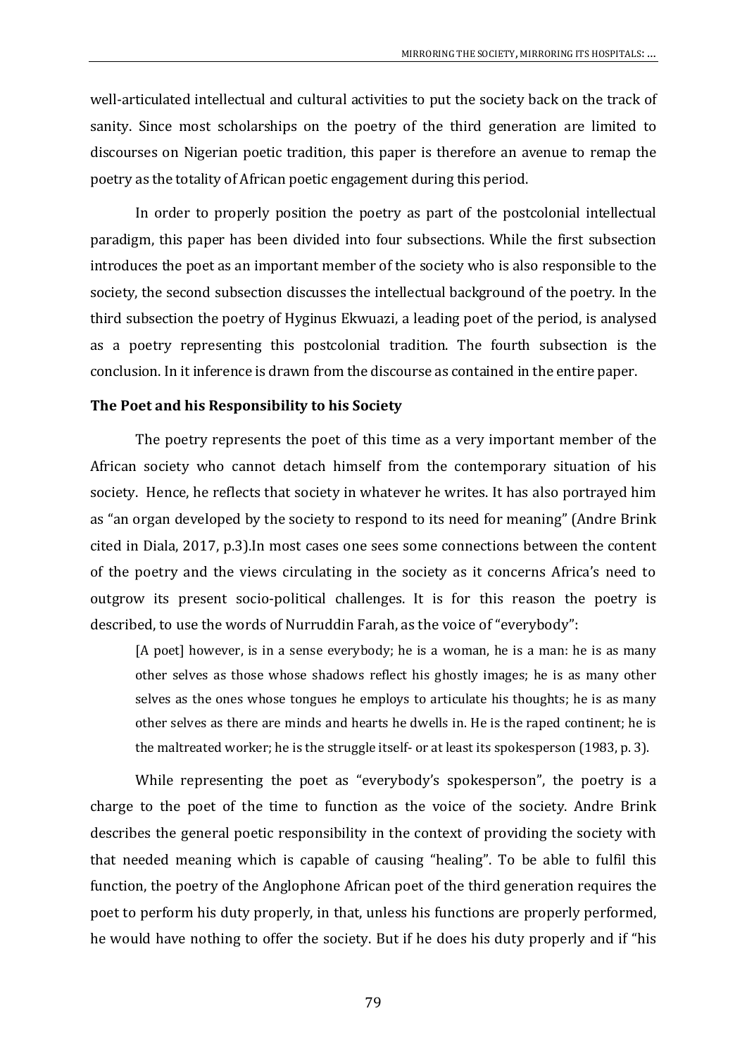well-articulated intellectual and cultural activities to put the society back on the track of sanity. Since most scholarships on the poetry of the third generation are limited to discourses on Nigerian poetic tradition, this paper is therefore an avenue to remap the poetry as the totality of African poetic engagement during this period.

In order to properly position the poetry as part of the postcolonial intellectual paradigm, this paper has been divided into four subsections. While the first subsection introduces the poet as an important member of the society who is also responsible to the society, the second subsection discusses the intellectual background of the poetry. In the third subsection the poetry of Hyginus Ekwuazi, a leading poet of the period, is analysed as a poetry representing this postcolonial tradition. The fourth subsection is the conclusion. In it inference is drawn from the discourse as contained in the entire paper.

**The Poet and his Responsibility to his Society**

The poetry represents the poet of this time as a very important member of the African society who cannot detach himself from the contemporary situation of his society. Hence, he reflects that society in whatever he writes. It has also portrayed him as "an organ developed by the society to respond to its need for meaning" (Andre Brink cited in Diala, 2017, p.3).In most cases one sees some connections between the content of the poetry and the views circulating in the society as it concerns Africa's need to outgrow its present socio-political challenges. It is for this reason the poetry is described, to use the words of Nurruddin Farah, as the voice of "everybody":

> [A poet] however, is in a sense everybody; he is a woman, he is a man: he is as many other selves as those whose shadows reflect his ghostly images; he is as many other selves as the ones whose tongues he employs to articulate his thoughts; he is as many other selves as there are minds and hearts he dwells in. He is the raped continent; he is the maltreated worker; he is the struggle itself- or at least its spokesperson (1983, p. 3).

While representing the poet as "everybody's spokesperson", the poetry is a charge to the poet of the time to function as the voice of the society. Andre Brink describes the general poetic responsibility in the context of providing the society with that needed meaning which is capable of causing "healing". To be able to fulfil this function, the poetry of the Anglophone African poet of the third generation requires the poet to perform his duty properly, in that, unless his functions are properly performed, he would have nothing to offer the society. But if he does his duty properly and if "his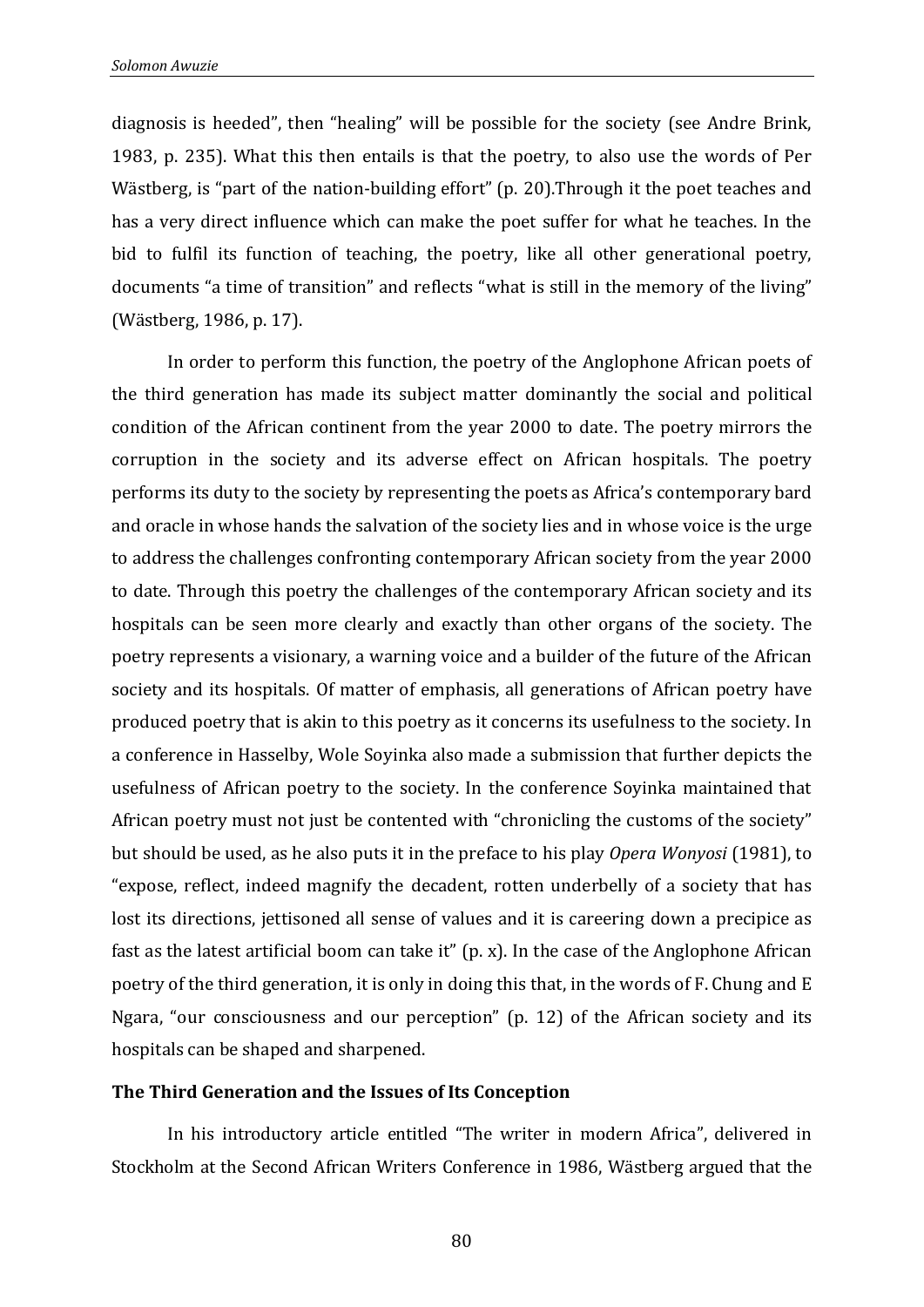diagnosis is heeded", then "healing" will be possible for the society (see Andre Brink, 1983, p. 235). What this then entails is that the poetry, to also use the words of Per Wästberg, is "part of the nation-building effort" (p. 20).Through it the poet teaches and has a very direct influence which can make the poet suffer for what he teaches. In the bid to fulfil its function of teaching, the poetry, like all other generational poetry, documents "a time of transition" and reflects "what is still in the memory of the living" (Wästberg, 1986, p. 17).

In order to perform this function, the poetry of the Anglophone African poets of the third generation has made its subject matter dominantly the social and political condition of the African continent from the year 2000 to date. The poetry mirrors the corruption in the society and its adverse effect on African hospitals. The poetry performs its duty to the society by representing the poets as Africa's contemporary bard and oracle in whose hands the salvation of the society lies and in whose voice is the urge to address the challenges confronting contemporary African society from the year 2000 to date. Through this poetry the challenges of the contemporary African society and its hospitals can be seen more clearly and exactly than other organs of the society. The poetry represents a visionary, a warning voice and a builder of the future of the African society and its hospitals. Of matter of emphasis, all generations of African poetry have produced poetry that is akin to this poetry as it concerns its usefulness to the society. In a conference in Hasselby, Wole Soyinka also made a submission that further depicts the usefulness of African poetry to the society. In the conference Soyinka maintained that African poetry must not just be contented with "chronicling the customs of the society" but should be used, as he also puts it in the preface to his play *Opera Wonyosi* (1981), to "expose, reflect, indeed magnify the decadent, rotten underbelly of a society that has lost its directions, jettisoned all sense of values and it is careering down a precipice as fast as the latest artificial boom can take it" (p. x). In the case of the Anglophone African poetry of the third generation, it is only in doing this that, in the words of F. Chung and E Ngara, "our consciousness and our perception" (p. 12) of the African society and its hospitals can be shaped and sharpened.

**The Third Generation and the Issues of Its Conception**

In his introductory article entitled "The writer in modern Africa", delivered in Stockholm at the Second African Writers Conference in 1986, Wästberg argued that the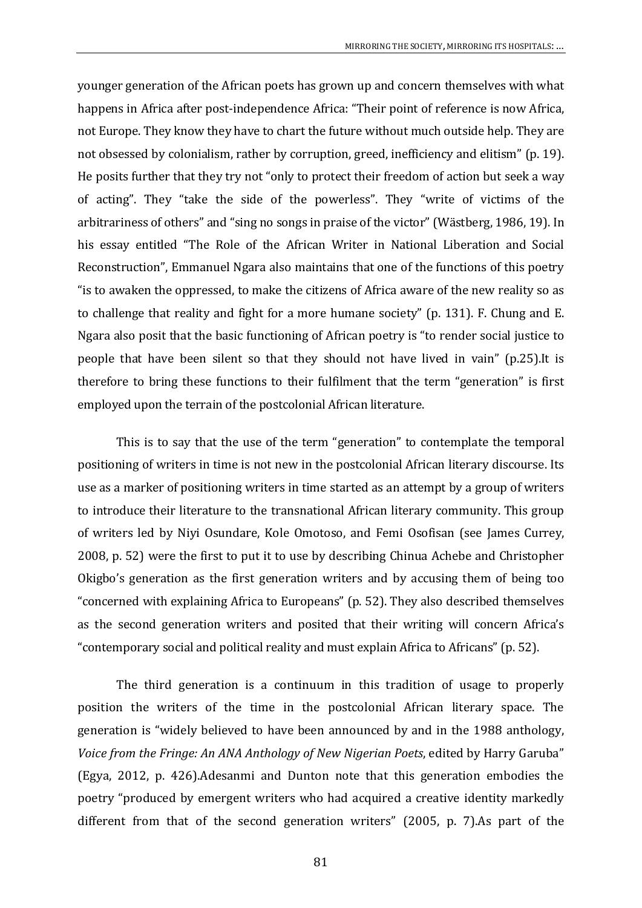younger generation of the African poets has grown up and concern themselves with what happens in Africa after post-independence Africa: "Their point of reference is now Africa, not Europe. They know they have to chart the future without much outside help. They are not obsessed by colonialism, rather by corruption, greed, inefficiency and elitism" (p. 19). He posits further that they try not "only to protect their freedom of action but seek a way of acting". They "take the side of the powerless". They "write of victims of the arbitrariness of others" and "sing no songs in praise of the victor" (Wästberg, 1986, 19). In his essay entitled "The Role of the African Writer in National Liberation and Social Reconstruction", Emmanuel Ngara also maintains that one of the functions of this poetry "is to awaken the oppressed, to make the citizens of Africa aware of the new reality so as to challenge that reality and fight for a more humane society" (p. 131). F. Chung and E. Ngara also posit that the basic functioning of African poetry is "to render social justice to people that have been silent so that they should not have lived in vain" (p.25).It is therefore to bring these functions to their fulfilment that the term "generation" is first employed upon the terrain of the postcolonial African literature.

This is to say that the use of the term "generation" to contemplate the temporal positioning of writers in time is not new in the postcolonial African literary discourse. Its use as a marker of positioning writers in time started as an attempt by a group of writers to introduce their literature to the transnational African literary community. This group of writers led by Niyi Osundare, Kole Omotoso, and Femi Osofisan (see James Currey, 2008, p. 52) were the first to put it to use by describing Chinua Achebe and Christopher Okigbo's generation as the first generation writers and by accusing them of being too "concerned with explaining Africa to Europeans" (p. 52). They also described themselves as the second generation writers and posited that their writing will concern Africa's "contemporary social and political reality and must explain Africa to Africans" (p. 52).

The third generation is a continuum in this tradition of usage to properly position the writers of the time in the postcolonial African literary space. The generation is "widely believed to have been announced by and in the 1988 anthology, *Voice from the Fringe: An ANA Anthology of New Nigerian Poets*, edited by Harry Garuba" (Egya, 2012, p. 426).Adesanmi and Dunton note that this generation embodies the poetry "produced by emergent writers who had acquired a creative identity markedly different from that of the second generation writers" (2005, p. 7).As part of the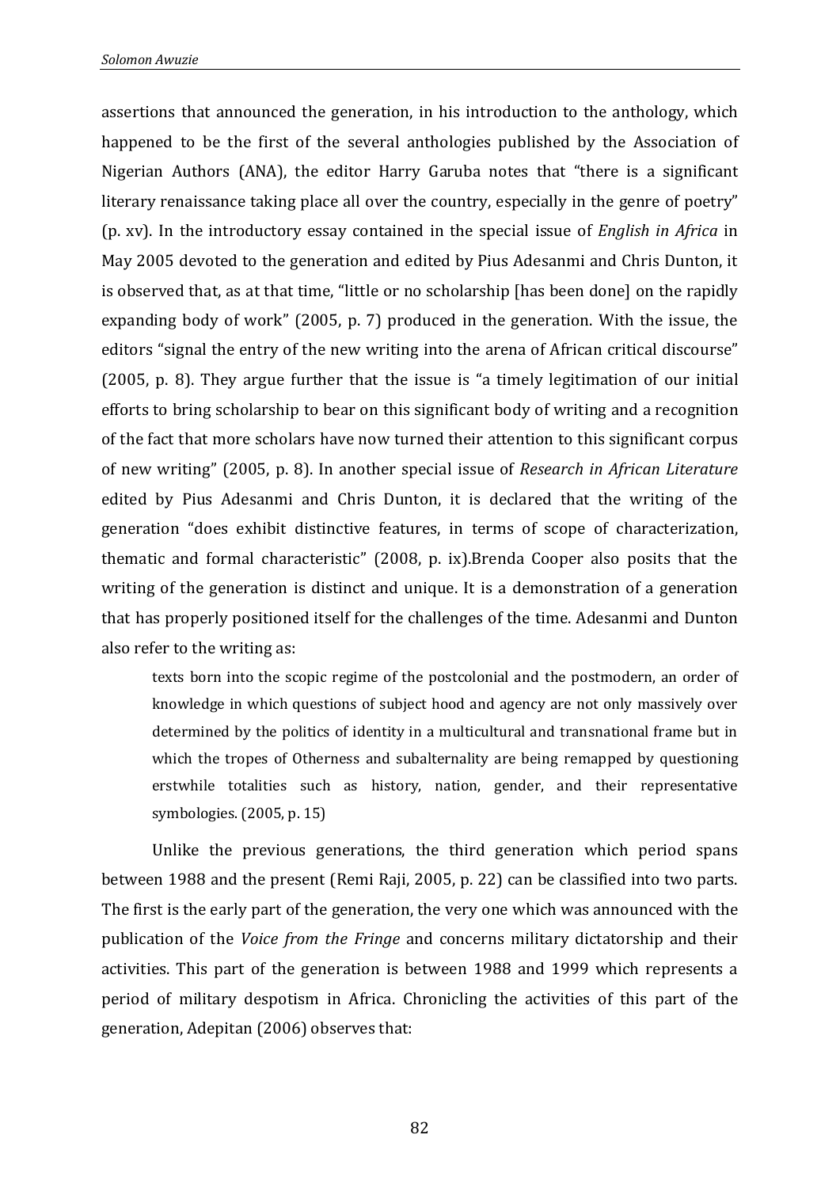assertions that announced the generation, in his introduction to the anthology, which happened to be the first of the several anthologies published by the Association of Nigerian Authors (ANA), the editor Harry Garuba notes that "there is a significant literary renaissance taking place all over the country, especially in the genre of poetry" (p. xv). In the introductory essay contained in the special issue of *English in Africa* in May 2005 devoted to the generation and edited by Pius Adesanmi and Chris Dunton, it is observed that, as at that time, "little or no scholarship [has been done] on the rapidly expanding body of work" (2005, p. 7) produced in the generation. With the issue, the editors "signal the entry of the new writing into the arena of African critical discourse" (2005, p. 8). They argue further that the issue is "a timely legitimation of our initial efforts to bring scholarship to bear on this significant body of writing and a recognition of the fact that more scholars have now turned their attention to this significant corpus of new writing" (2005, p. 8). In another special issue of *Research in African Literature* edited by Pius Adesanmi and Chris Dunton, it is declared that the writing of the generation "does exhibit distinctive features, in terms of scope of characterization, thematic and formal characteristic" (2008, p. ix).Brenda Cooper also posits that the writing of the generation is distinct and unique. It is a demonstration of a generation that has properly positioned itself for the challenges of the time. Adesanmi and Dunton also refer to the writing as:

> texts born into the scopic regime of the postcolonial and the postmodern, an order of knowledge in which questions of subject hood and agency are not only massively over determined by the politics of identity in a multicultural and transnational frame but in which the tropes of Otherness and subalternality are being remapped by questioning erstwhile totalities such as history, nation, gender, and their representative symbologies. (2005, p. 15)

Unlike the previous generations, the third generation which period spans between 1988 and the present (Remi Raji, 2005, p. 22) can be classified into two parts. The first is the early part of the generation, the very one which was announced with the publication of the *Voice from the Fringe* and concerns military dictatorship and their activities. This part of the generation is between 1988 and 1999 which represents a period of military despotism in Africa. Chronicling the activities of this part of the generation, Adepitan (2006) observes that: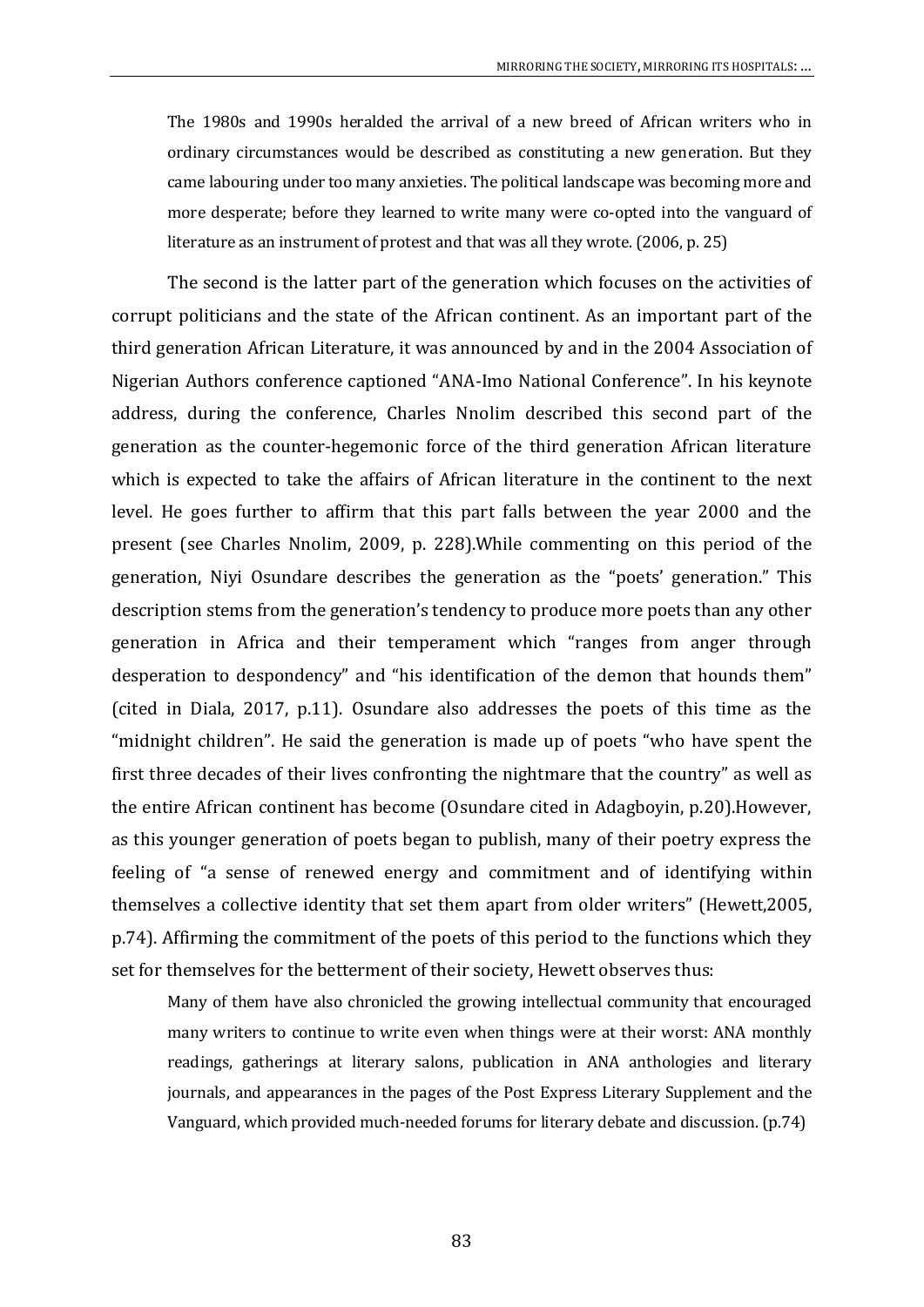> The 1980s and 1990s heralded the arrival of a new breed of African writers who in ordinary circumstances would be described as constituting a new generation. But they came labouring under too many anxieties. The political landscape was becoming more and more desperate; before they learned to write many were co-opted into the vanguard of literature as an instrument of protest and that was all they wrote. (2006, p. 25)

The second is the latter part of the generation which focuses on the activities of corrupt politicians and the state of the African continent. As an important part of the third generation African Literature, it was announced by and in the 2004 Association of Nigerian Authors conference captioned "ANA-Imo National Conference". In his keynote address, during the conference, Charles Nnolim described this second part of the generation as the counter-hegemonic force of the third generation African literature which is expected to take the affairs of African literature in the continent to the next level. He goes further to affirm that this part falls between the year 2000 and the present (see Charles Nnolim, 2009, p. 228).While commenting on this period of the generation, Niyi Osundare describes the generation as the "poets' generation." This description stems from the generation's tendency to produce more poets than any other generation in Africa and their temperament which "ranges from anger through desperation to despondency" and "his identification of the demon that hounds them" (cited in Diala, 2017, p.11). Osundare also addresses the poets of this time as the "midnight children". He said the generation is made up of poets "who have spent the first three decades of their lives confronting the nightmare that the country" as well as the entire African continent has become (Osundare cited in Adagboyin, p.20).However, as this younger generation of poets began to publish, many of their poetry express the feeling of "a sense of renewed energy and commitment and of identifying within themselves a collective identity that set them apart from older writers" (Hewett,2005, p.74). Affirming the commitment of the poets of this period to the functions which they set for themselves for the betterment of their society, Hewett observes thus:

> Many of them have also chronicled the growing intellectual community that encouraged many writers to continue to write even when things were at their worst: ANA monthly readings, gatherings at literary salons, publication in ANA anthologies and literary journals, and appearances in the pages of the Post Express Literary Supplement and the Vanguard, which provided much-needed forums for literary debate and discussion. (p.74)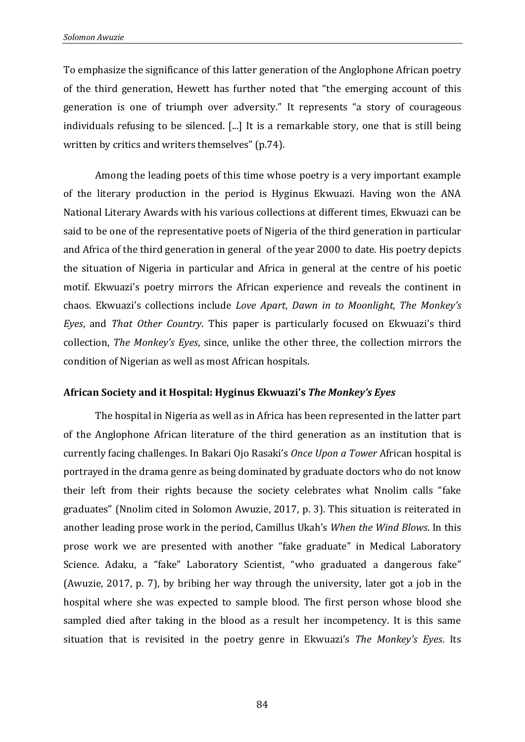To emphasize the significance of this latter generation of the Anglophone African poetry of the third generation, Hewett has further noted that "the emerging account of this generation is one of triumph over adversity." It represents "a story of courageous individuals refusing to be silenced. [...] It is a remarkable story, one that is still being written by critics and writers themselves" (p.74).

Among the leading poets of this time whose poetry is a very important example of the literary production in the period is Hyginus Ekwuazi. Having won the ANA National Literary Awards with his various collections at different times, Ekwuazi can be said to be one of the representative poets of Nigeria of the third generation in particular and Africa of the third generation in general of the year 2000 to date. His poetry depicts the situation of Nigeria in particular and Africa in general at the centre of his poetic motif. Ekwuazi's poetry mirrors the African experience and reveals the continent in chaos. Ekwuazi's collections include *Love Apart*, *Dawn in to Moonlight*, *The Monkey's Eyes*, and *That Other Country*. This paper is particularly focused on Ekwuazi's third collection, *The Monkey's Eyes*, since, unlike the other three, the collection mirrors the condition of Nigerian as well as most African hospitals.

### African Society and it Hospital: Hyginus Ekwuazi's *The Monkey's Eyes*

The hospital in Nigeria as well as in Africa has been represented in the latter part of the Anglophone African literature of the third generation as an institution that is currently facing challenges. In Bakari Ojo Rasaki's *Once Upon a Tower* African hospital is portrayed in the drama genre as being dominated by graduate doctors who do not know their left from their rights because the society celebrates what Nnolim calls "fake graduates" (Nnolim cited in Solomon Awuzie, 2017, p. 3). This situation is reiterated in another leading prose work in the period, Camillus Ukah's *When the Wind Blows*. In this prose work we are presented with another "fake graduate" in Medical Laboratory Science. Adaku, a "fake" Laboratory Scientist, "who graduated a dangerous fake" (Awuzie, 2017, p. 7), by bribing her way through the university, later got a job in the hospital where she was expected to sample blood. The first person whose blood she sampled died after taking in the blood as a result her incompetency. It is this same situation that is revisited in the poetry genre in Ekwuazi's *The Monkey's Eyes*. Its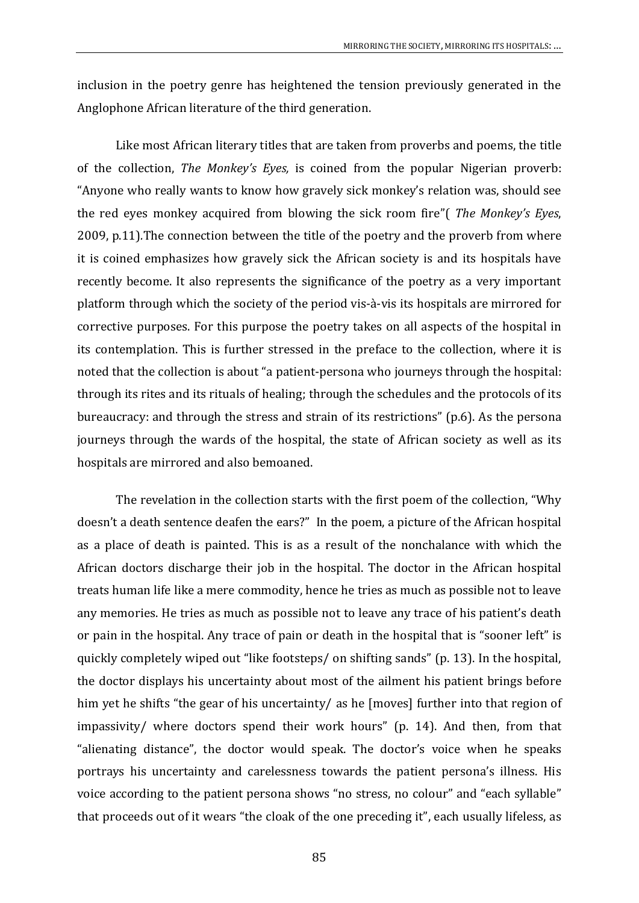inclusion in the poetry genre has heightened the tension previously generated in the Anglophone African literature of the third generation.

Like most African literary titles that are taken from proverbs and poems, the title of the collection, *The Monkey's Eyes,* is coined from the popular Nigerian proverb: "Anyone who really wants to know how gravely sick monkey's relation was, should see the red eyes monkey acquired from blowing the sick room fire"( *The Monkey's Eyes*, 2009, p.11).The connection between the title of the poetry and the proverb from where it is coined emphasizes how gravely sick the African society is and its hospitals have recently become. It also represents the significance of the poetry as a very important platform through which the society of the period vis-à-vis its hospitals are mirrored for corrective purposes. For this purpose the poetry takes on all aspects of the hospital in its contemplation. This is further stressed in the preface to the collection, where it is noted that the collection is about "a patient-persona who journeys through the hospital: through its rites and its rituals of healing; through the schedules and the protocols of its bureaucracy: and through the stress and strain of its restrictions" (p.6). As the persona journeys through the wards of the hospital, the state of African society as well as its hospitals are mirrored and also bemoaned.

The revelation in the collection starts with the first poem of the collection, "Why doesn't a death sentence deafen the ears?" In the poem, a picture of the African hospital as a place of death is painted. This is as a result of the nonchalance with which the African doctors discharge their job in the hospital. The doctor in the African hospital treats human life like a mere commodity, hence he tries as much as possible not to leave any memories. He tries as much as possible not to leave any trace of his patient's death or pain in the hospital. Any trace of pain or death in the hospital that is "sooner left" is quickly completely wiped out "like footsteps/ on shifting sands" (p. 13). In the hospital, the doctor displays his uncertainty about most of the ailment his patient brings before him yet he shifts "the gear of his uncertainty/ as he [moves] further into that region of impassivity/ where doctors spend their work hours" (p. 14). And then, from that "alienating distance", the doctor would speak. The doctor's voice when he speaks portrays his uncertainty and carelessness towards the patient persona's illness. His voice according to the patient persona shows "no stress, no colour" and "each syllable" that proceeds out of it wears "the cloak of the one preceding it", each usually lifeless, as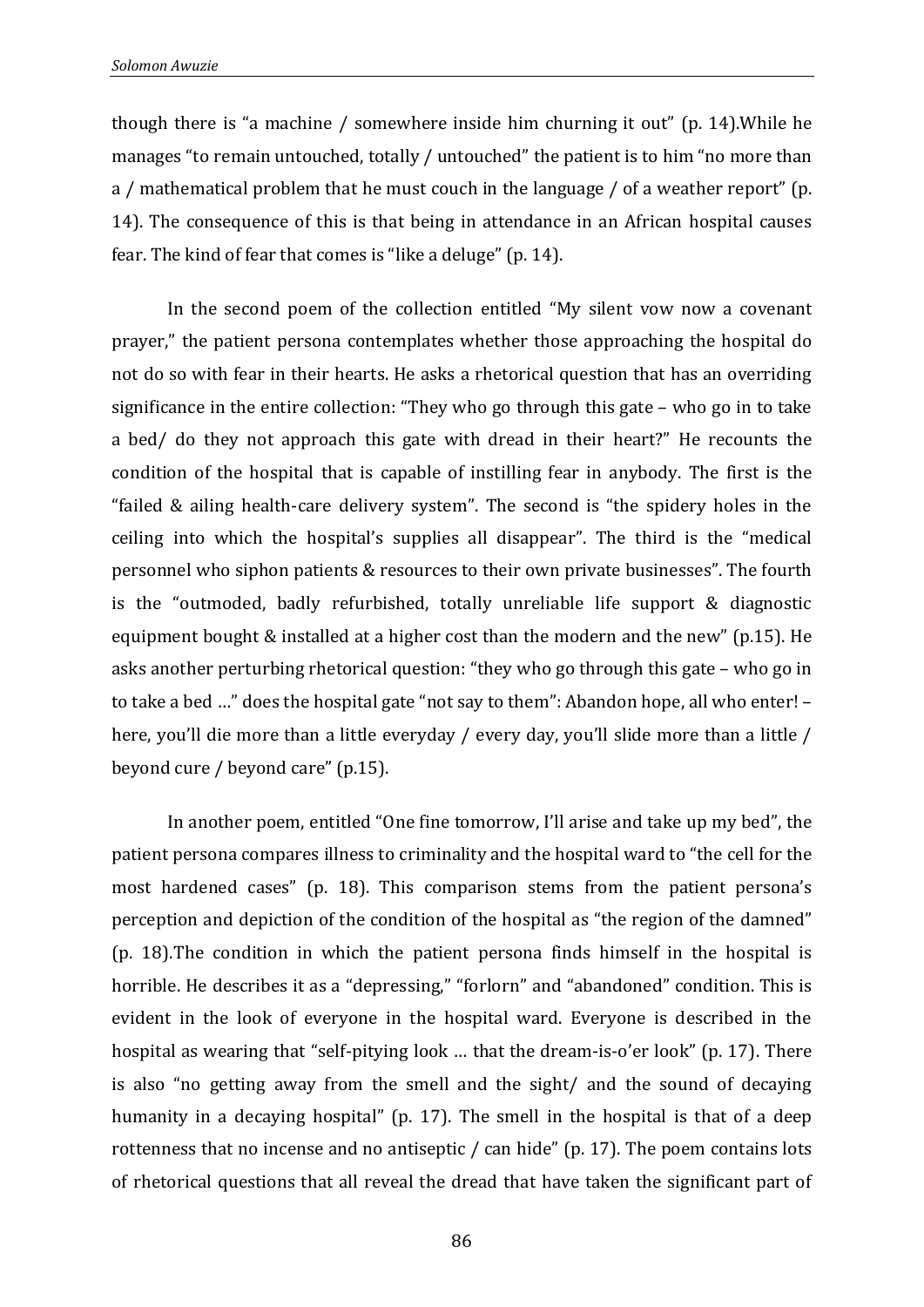though there is "a machine / somewhere inside him churning it out" (p. 14).While he manages "to remain untouched, totally / untouched" the patient is to him "no more than a / mathematical problem that he must couch in the language / of a weather report" (p. 14). The consequence of this is that being in attendance in an African hospital causes fear. The kind of fear that comes is "like a deluge" (p. 14).

In the second poem of the collection entitled "My silent vow now a covenant prayer," the patient persona contemplates whether those approaching the hospital do not do so with fear in their hearts. He asks a rhetorical question that has an overriding significance in the entire collection: "They who go through this gate – who go in to take a bed/ do they not approach this gate with dread in their heart?" He recounts the condition of the hospital that is capable of instilling fear in anybody. The first is the "failed & ailing health-care delivery system". The second is "the spidery holes in the ceiling into which the hospital's supplies all disappear". The third is the "medical personnel who siphon patients & resources to their own private businesses". The fourth is the "outmoded, badly refurbished, totally unreliable life support & diagnostic equipment bought & installed at a higher cost than the modern and the new" (p.15). He asks another perturbing rhetorical question: "they who go through this gate – who go in to take a bed …" does the hospital gate "not say to them": Abandon hope, all who enter! – here, you'll die more than a little everyday / every day, you'll slide more than a little / beyond cure / beyond care" (p.15).

In another poem, entitled "One fine tomorrow, I'll arise and take up my bed", the patient persona compares illness to criminality and the hospital ward to "the cell for the most hardened cases" (p. 18). This comparison stems from the patient persona's perception and depiction of the condition of the hospital as "the region of the damned" (p. 18).The condition in which the patient persona finds himself in the hospital is horrible. He describes it as a "depressing," "forlorn" and "abandoned" condition. This is evident in the look of everyone in the hospital ward. Everyone is described in the hospital as wearing that "self-pitying look … that the dream-is-o'er look" (p. 17). There is also "no getting away from the smell and the sight/ and the sound of decaying humanity in a decaying hospital" (p. 17). The smell in the hospital is that of a deep rottenness that no incense and no antiseptic / can hide" (p. 17). The poem contains lots of rhetorical questions that all reveal the dread that have taken the significant part of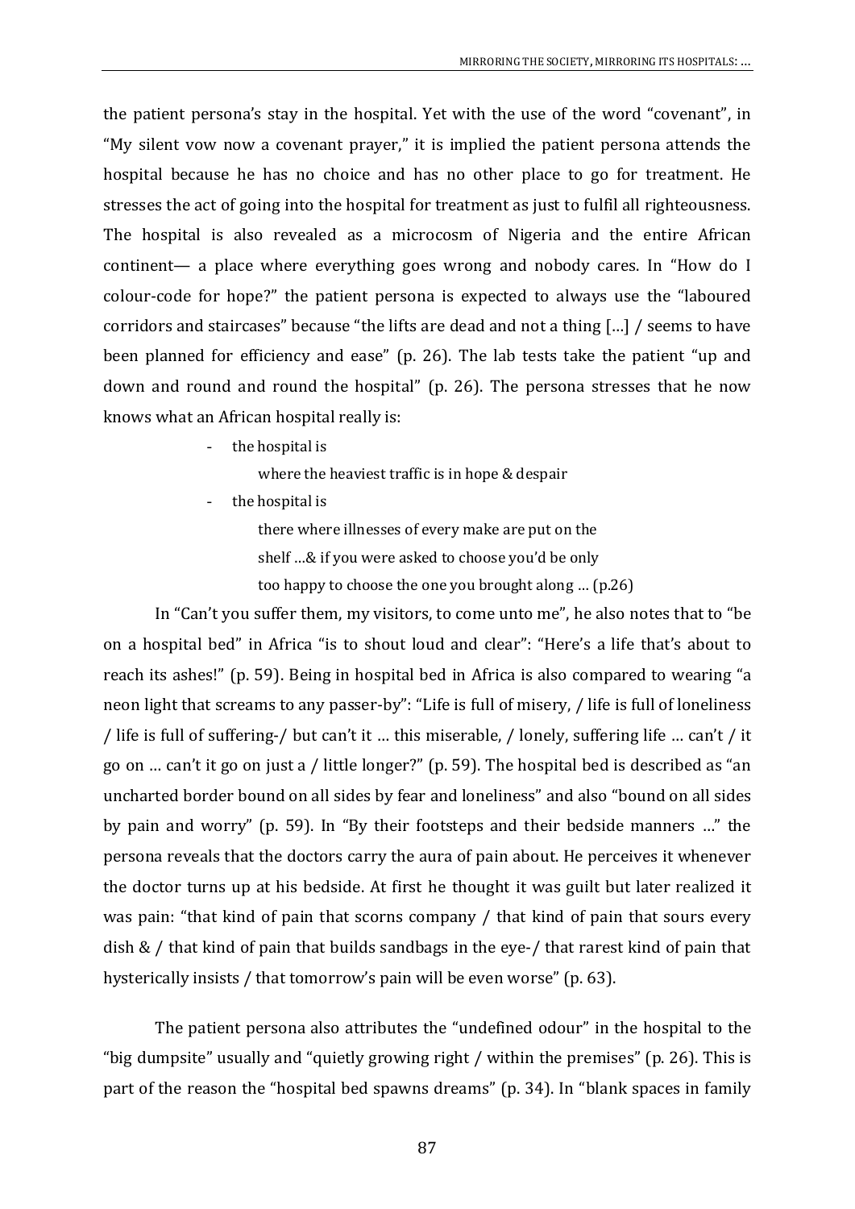the patient persona's stay in the hospital. Yet with the use of the word "covenant", in "My silent vow now a covenant prayer," it is implied the patient persona attends the hospital because he has no choice and has no other place to go for treatment. He stresses the act of going into the hospital for treatment as just to fulfil all righteousness. The hospital is also revealed as a microcosm of Nigeria and the entire African continent— a place where everything goes wrong and nobody cares. In "How do I colour-code for hope?" the patient persona is expected to always use the "laboured corridors and staircases" because "the lifts are dead and not a thing […] / seems to have been planned for efficiency and ease" (p. 26). The lab tests take the patient "up and down and round and round the hospital" (p. 26). The persona stresses that he now knows what an African hospital really is:

> - the hospital is
>   where the heaviest traffic is in hope & despair
> - the hospital is
>   there where illnesses of every make are put on the
>   shelf …& if you were asked to choose you'd be only
>   too happy to choose the one you brought along … (p.26)

In "Can't you suffer them, my visitors, to come unto me", he also notes that to "be on a hospital bed" in Africa "is to shout loud and clear": "Here's a life that's about to reach its ashes!" (p. 59). Being in hospital bed in Africa is also compared to wearing "a neon light that screams to any passer-by": "Life is full of misery, / life is full of loneliness / life is full of suffering-/ but can't it … this miserable, / lonely, suffering life … can't / it go on … can't it go on just a / little longer?" (p. 59). The hospital bed is described as "an uncharted border bound on all sides by fear and loneliness" and also "bound on all sides by pain and worry" (p. 59). In "By their footsteps and their bedside manners …" the persona reveals that the doctors carry the aura of pain about. He perceives it whenever the doctor turns up at his bedside. At first he thought it was guilt but later realized it was pain: "that kind of pain that scorns company / that kind of pain that sours every dish & / that kind of pain that builds sandbags in the eye-/ that rarest kind of pain that hysterically insists / that tomorrow's pain will be even worse" (p. 63).

The patient persona also attributes the "undefined odour" in the hospital to the "big dumpsite" usually and "quietly growing right / within the premises" (p. 26). This is part of the reason the "hospital bed spawns dreams" (p. 34). In "blank spaces in family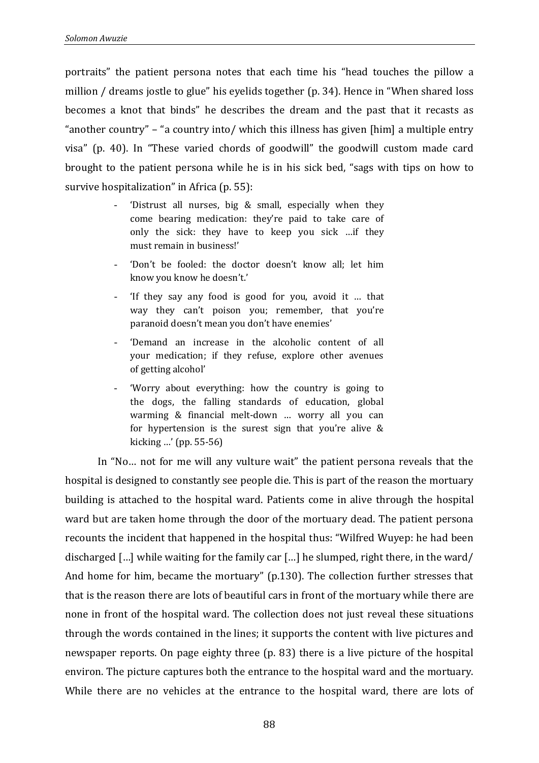portraits" the patient persona notes that each time his "head touches the pillow a million / dreams jostle to glue" his eyelids together (p. 34). Hence in "When shared loss becomes a knot that binds" he describes the dream and the past that it recasts as "another country" – "a country into/ which this illness has given [him] a multiple entry visa" (p. 40). In "These varied chords of goodwill" the goodwill custom made card brought to the patient persona while he is in his sick bed, "sags with tips on how to survive hospitalization" in Africa (p. 55):

> - 'Distrust all nurses, big & small, especially when they come bearing medication: they're paid to take care of only the sick: they have to keep you sick …if they must remain in business!'
> - 'Don't be fooled: the doctor doesn't know all; let him know you know he doesn't.'
> - 'If they say any food is good for you, avoid it … that way they can't poison you; remember, that you're paranoid doesn't mean you don't have enemies'
> - 'Demand an increase in the alcoholic content of all your medication; if they refuse, explore other avenues of getting alcohol'
> - 'Worry about everything: how the country is going to the dogs, the falling standards of education, global warming & financial melt-down … worry all you can for hypertension is the surest sign that you're alive & kicking …' (pp. 55-56)

In "No… not for me will any vulture wait" the patient persona reveals that the hospital is designed to constantly see people die. This is part of the reason the mortuary building is attached to the hospital ward. Patients come in alive through the hospital ward but are taken home through the door of the mortuary dead. The patient persona recounts the incident that happened in the hospital thus: "Wilfred Wuyep: he had been discharged […] while waiting for the family car […] he slumped, right there, in the ward/ And home for him, became the mortuary" (p.130). The collection further stresses that that is the reason there are lots of beautiful cars in front of the mortuary while there are none in front of the hospital ward. The collection does not just reveal these situations through the words contained in the lines; it supports the content with live pictures and newspaper reports. On page eighty three (p. 83) there is a live picture of the hospital environ. The picture captures both the entrance to the hospital ward and the mortuary. While there are no vehicles at the entrance to the hospital ward, there are lots of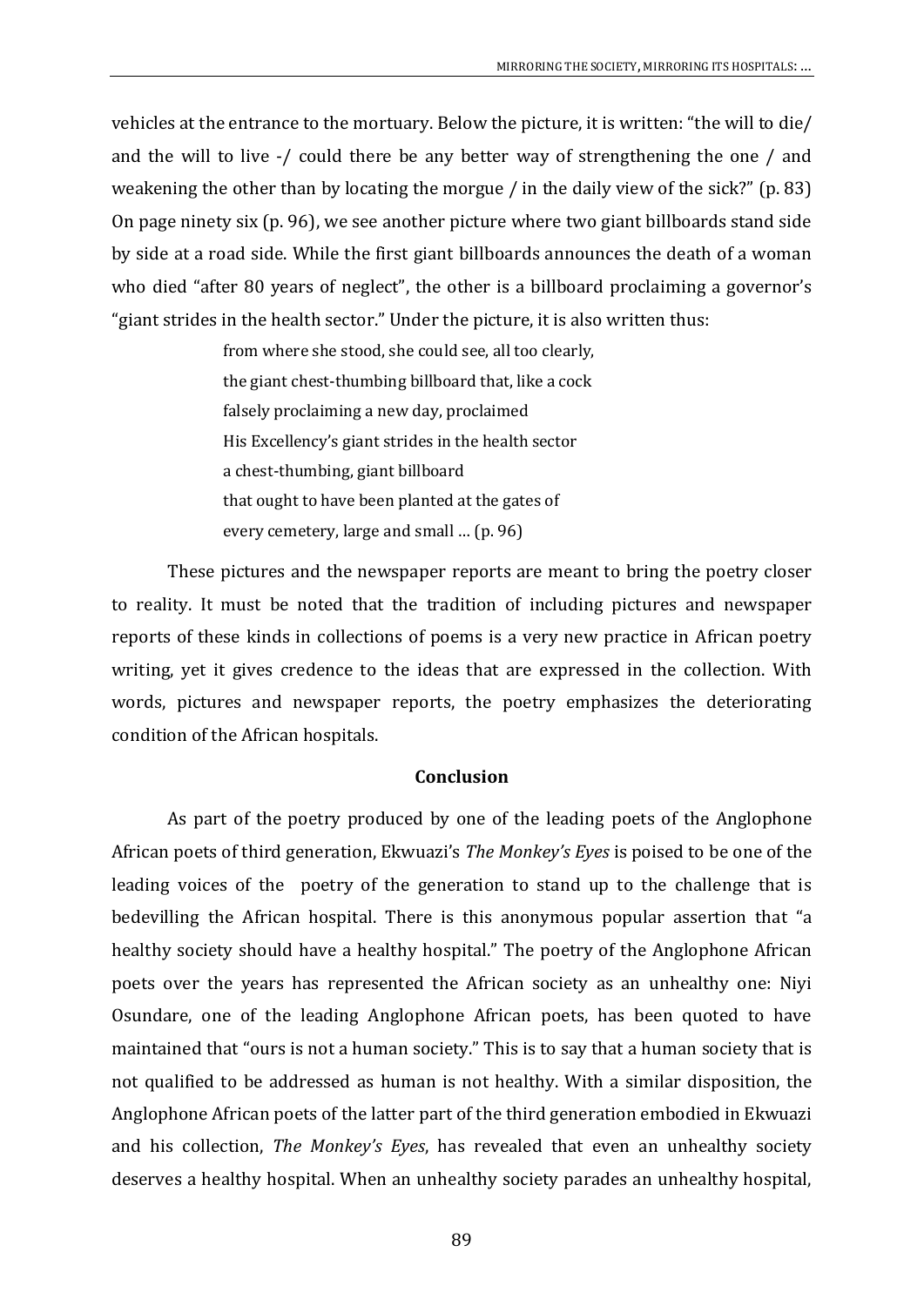vehicles at the entrance to the mortuary. Below the picture, it is written: "the will to die/ and the will to live -/ could there be any better way of strengthening the one / and weakening the other than by locating the morgue / in the daily view of the sick?" (p. 83) On page ninety six (p. 96), we see another picture where two giant billboards stand side by side at a road side. While the first giant billboards announces the death of a woman who died "after 80 years of neglect", the other is a billboard proclaiming a governor's "giant strides in the health sector." Under the picture, it is also written thus:

> from where she stood, she could see, all too clearly,
> the giant chest-thumbing billboard that, like a cock
> falsely proclaiming a new day, proclaimed
> His Excellency's giant strides in the health sector
> a chest-thumbing, giant billboard
> that ought to have been planted at the gates of
> every cemetery, large and small … (p. 96)

These pictures and the newspaper reports are meant to bring the poetry closer to reality. It must be noted that the tradition of including pictures and newspaper reports of these kinds in collections of poems is a very new practice in African poetry writing, yet it gives credence to the ideas that are expressed in the collection. With words, pictures and newspaper reports, the poetry emphasizes the deteriorating condition of the African hospitals.

## Conclusion

As part of the poetry produced by one of the leading poets of the Anglophone African poets of third generation, Ekwuazi's *The Monkey's Eyes* is poised to be one of the leading voices of the poetry of the generation to stand up to the challenge that is bedevilling the African hospital. There is this anonymous popular assertion that "a healthy society should have a healthy hospital." The poetry of the Anglophone African poets over the years has represented the African society as an unhealthy one: Niyi Osundare, one of the leading Anglophone African poets, has been quoted to have maintained that "ours is not a human society." This is to say that a human society that is not qualified to be addressed as human is not healthy. With a similar disposition, the Anglophone African poets of the latter part of the third generation embodied in Ekwuazi and his collection, *The Monkey's Eyes*, has revealed that even an unhealthy society deserves a healthy hospital. When an unhealthy society parades an unhealthy hospital,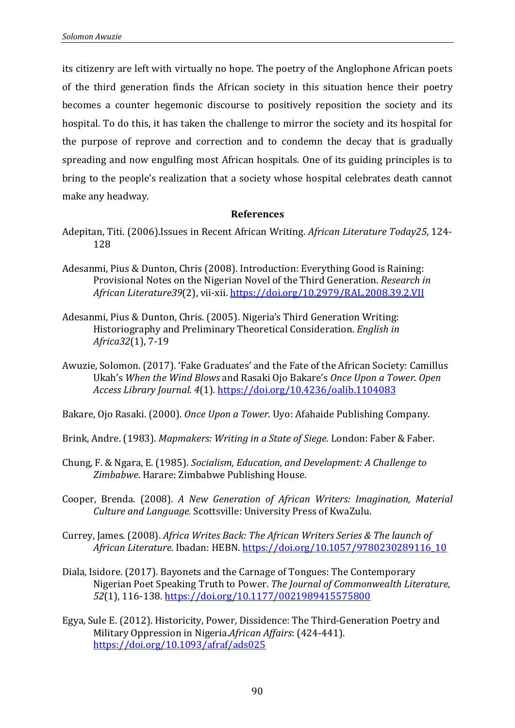its citizenry are left with virtually no hope. The poetry of the Anglophone African poets of the third generation finds the African society in this situation hence their poetry becomes a counter hegemonic discourse to positively reposition the society and its hospital. To do this, it has taken the challenge to mirror the society and its hospital for the purpose of reprove and correction and to condemn the decay that is gradually spreading and now engulfing most African hospitals. One of its guiding principles is to bring to the people's realization that a society whose hospital celebrates death cannot make any headway.

## References

Adepitan, Titi. (2006).Issues in Recent African Writing. *African Literature Today25*, 124-128

Adesanmi, Pius & Dunton, Chris (2008). Introduction: Everything Good is Raining: Provisional Notes on the Nigerian Novel of the Third Generation. *Research in African Literature39*(2), vii-xii. https://doi.org/10.2979/RAL.2008.39.2.VII

Adesanmi, Pius & Dunton, Chris. (2005). Nigeria's Third Generation Writing: Historiography and Preliminary Theoretical Consideration. *English in Africa32*(1), 7-19

Awuzie, Solomon. (2017). 'Fake Graduates' and the Fate of the African Society: Camillus Ukah's *When the Wind Blows* and Rasaki Ojo Bakare's *Once Upon a Tower. Open Access Library Journal. 4*(1)*.* https://doi.org/10.4236/oalib.1104083

Bakare, Ojo Rasaki. (2000). *Once Upon a Tower*. Uyo: Afahaide Publishing Company.

Brink, Andre. (1983). *Mapmakers: Writing in a State of Siege.* London: Faber & Faber.

Chung, F. & Ngara, E. (1985). *Socialism, Education, and Development: A Challenge to Zimbabwe*. Harare: Zimbabwe Publishing House.

Cooper, Brenda. (2008). *A New Generation of African Writers: Imagination, Material Culture and Language.* Scottsville: University Press of KwaZulu.

Currey, James. (2008). *Africa Writes Back: The African Writers Series & The launch of African Literature.* Ibadan: HEBN. https://doi.org/10.1057/9780230289116_10

Diala, Isidore. (2017). Bayonets and the Carnage of Tongues: The Contemporary Nigerian Poet Speaking Truth to Power. *The Journal of Commonwealth Literature, 52*(1), 116-138. https://doi.org/10.1177/0021989415575800

Egya, Sule E. (2012). Historicity, Power, Dissidence: The Third-Generation Poetry and Military Oppression in Nigeria.*African Affairs*: (424-441). https://doi.org/10.1093/afraf/ads025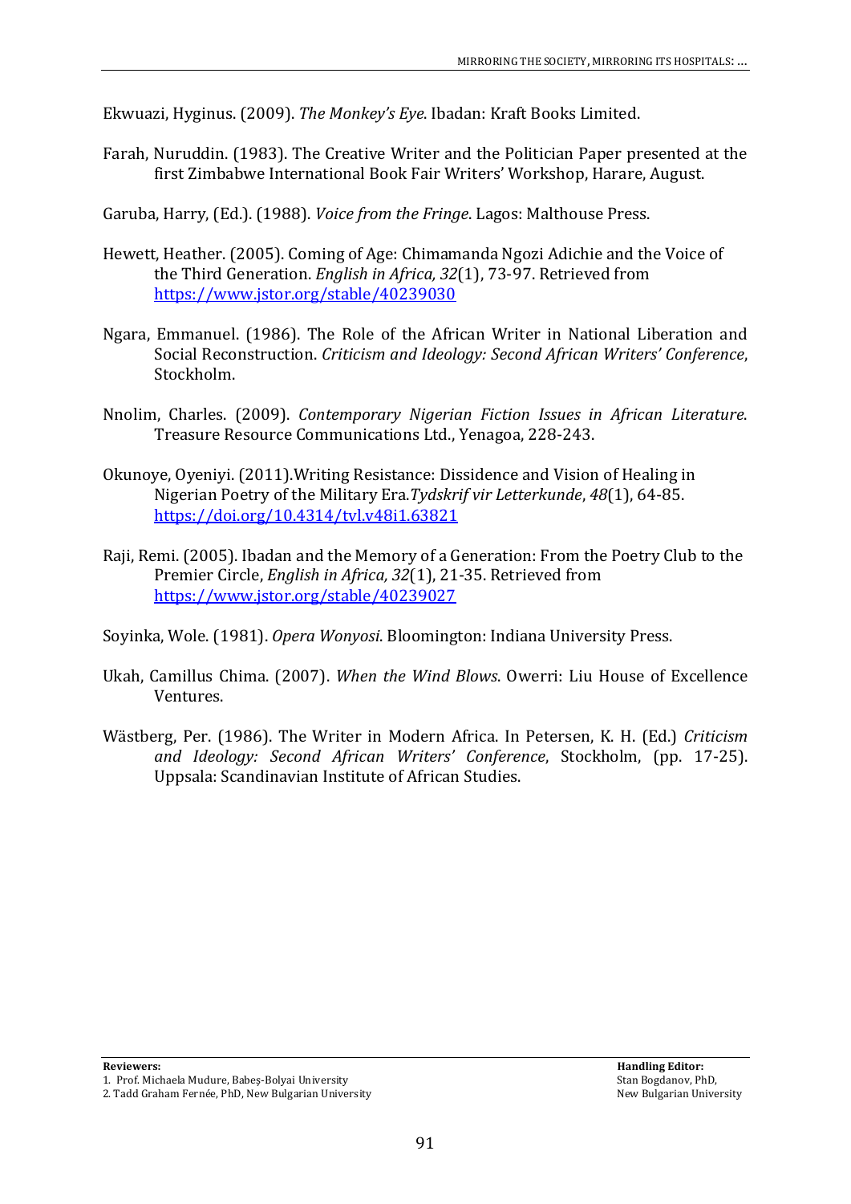Ekwuazi, Hyginus. (2009). *The Monkey's Eye*. Ibadan: Kraft Books Limited.

Farah, Nuruddin. (1983). The Creative Writer and the Politician Paper presented at the first Zimbabwe International Book Fair Writers' Workshop, Harare, August.

Garuba, Harry, (Ed.). (1988). *Voice from the Fringe*. Lagos: Malthouse Press.

Hewett, Heather. (2005). Coming of Age: Chimamanda Ngozi Adichie and the Voice of the Third Generation. *English in Africa, 32*(1), 73-97. Retrieved from https://www.jstor.org/stable/40239030

Ngara, Emmanuel. (1986). The Role of the African Writer in National Liberation and Social Reconstruction. *Criticism and Ideology: Second African Writers' Conference*, Stockholm.

Nnolim, Charles. (2009). *Contemporary Nigerian Fiction Issues in African Literature*. Treasure Resource Communications Ltd., Yenagoa, 228-243.

Okunoye, Oyeniyi. (2011).Writing Resistance: Dissidence and Vision of Healing in Nigerian Poetry of the Military Era.*Tydskrif vir Letterkunde*, *48*(1), 64-85. https://doi.org/10.4314/tvl.v48i1.63821

Raji, Remi. (2005). Ibadan and the Memory of a Generation: From the Poetry Club to the Premier Circle, *English in Africa, 32*(1), 21-35. Retrieved from https://www.jstor.org/stable/40239027

Soyinka, Wole. (1981). *Opera Wonyosi*. Bloomington: Indiana University Press.

Ukah, Camillus Chima. (2007). *When the Wind Blows*. Owerri: Liu House of Excellence Ventures.

Wästberg, Per. (1986). The Writer in Modern Africa. In Petersen, K. H. (Ed.) *Criticism and Ideology: Second African Writers' Conference*, Stockholm, (pp. 17-25). Uppsala: Scandinavian Institute of African Studies.

**Reviewers:**
1. Prof. Michaela Mudure, Babeş-Bolyai University
2. Tadd Graham Fernée, PhD, New Bulgarian University

**Handling Editor:**
Stan Bogdanov, PhD,
New Bulgarian University